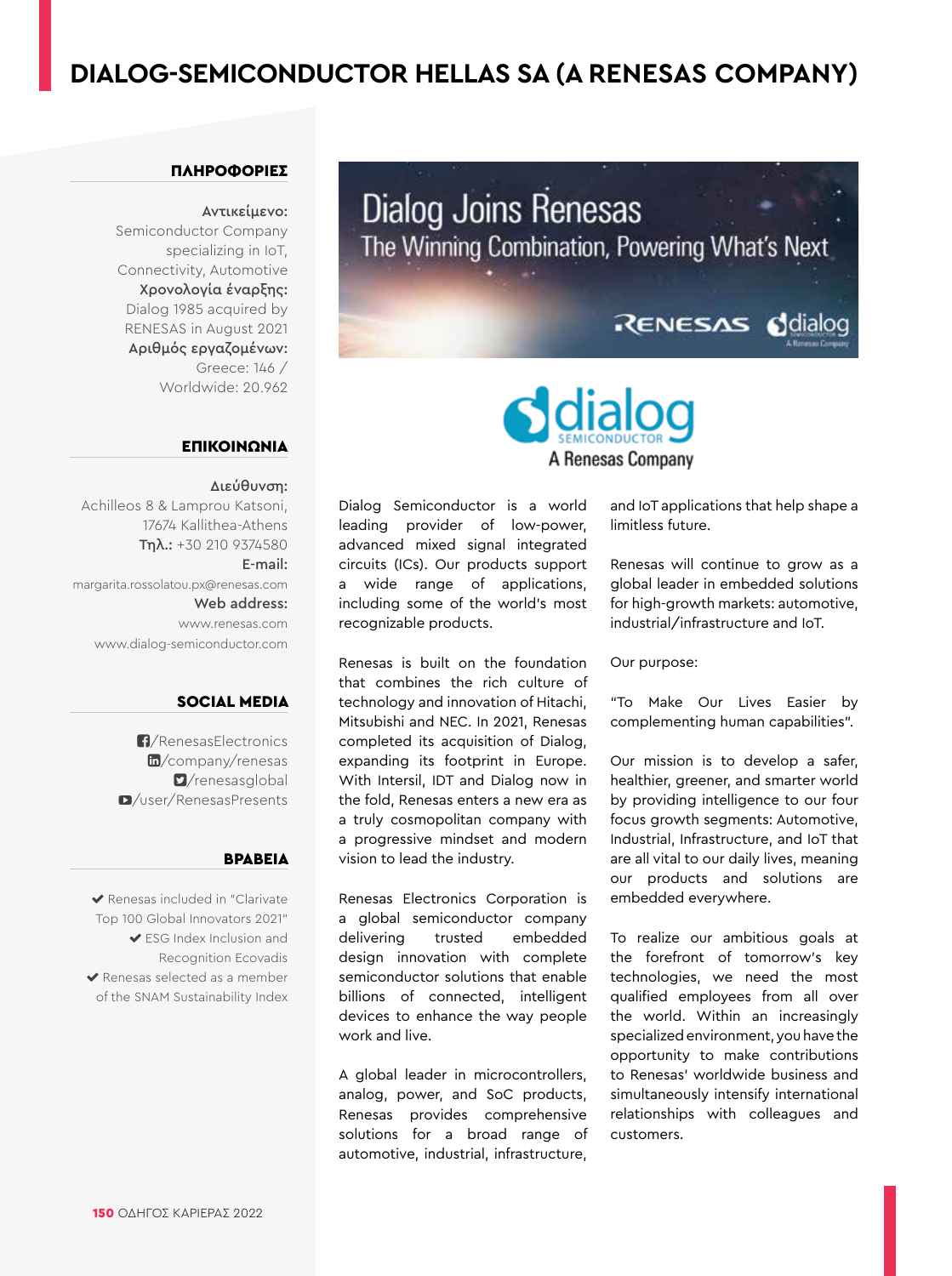# DIALOG-SEMICONDUCTOR HELLAS SA (A RENESAS COMPANY)

## ΠΛΗΡΟΦΟΡΙΕΣ

**Αντικείμενο:** Semiconductor Company specializing in IoT, Connectivity, Automotive

**Χρονολογία έναρξης:** Dialog 1985 acquired by RENESAS in August 2021

**Αριθμός εργαζομένων:** Greece: 146 / Worldwide: 20.962

## ΕΠΙΚΟΙΝΩΝΙΑ

**Διεύθυνση:** Achilleos 8 & Lamprou Katsoni, 17674 Kallithea-Athens

**Τηλ.:** +30 210 9374580

**E-mail:** margarita.rossolatou.px@renesas.com

**Web address:** www.renesas.com www.dialog-semiconductor.com

## SOCIAL MEDIA

/RenesasElectronics
/company/renesas
/renesasglobal
/user/RenesasPresents

## ΒΡΑΒΕΙΑ

- ✔ Renesas included in "Clarivate Top 100 Global Innovators 2021"
- ✔ ESG Index Inclusion and Recognition Ecovadis
- ✔ Renesas selected as a member of the SNAM Sustainability Index

Dialog Joins Renesas
The Winning Combination, Powering What's Next

dialog SEMICONDUCTOR
A Renesas Company

Dialog Semiconductor is a world leading provider of low-power, advanced mixed signal integrated circuits (ICs). Our products support a wide range of applications, including some of the world's most recognizable products.

Renesas is built on the foundation that combines the rich culture of technology and innovation of Hitachi, Mitsubishi and NEC. In 2021, Renesas completed its acquisition of Dialog, expanding its footprint in Europe. With Intersil, IDT and Dialog now in the fold, Renesas enters a new era as a truly cosmopolitan company with a progressive mindset and modern vision to lead the industry.

Renesas Electronics Corporation is a global semiconductor company delivering trusted embedded design innovation with complete semiconductor solutions that enable billions of connected, intelligent devices to enhance the way people work and live.

A global leader in microcontrollers, analog, power, and SoC products, Renesas provides comprehensive solutions for a broad range of automotive, industrial, infrastructure, and IoT applications that help shape a limitless future.

Renesas will continue to grow as a global leader in embedded solutions for high-growth markets: automotive, industrial/infrastructure and IoT.

Our purpose:

"To Make Our Lives Easier by complementing human capabilities".

Our mission is to develop a safer, healthier, greener, and smarter world by providing intelligence to our four focus growth segments: Automotive, Industrial, Infrastructure, and IoT that are all vital to our daily lives, meaning our products and solutions are embedded everywhere.

To realize our ambitious goals at the forefront of tomorrow's key technologies, we need the most qualified employees from all over the world. Within an increasingly specialized environment, you have the opportunity to make contributions to Renesas' worldwide business and simultaneously intensify international relationships with colleagues and customers.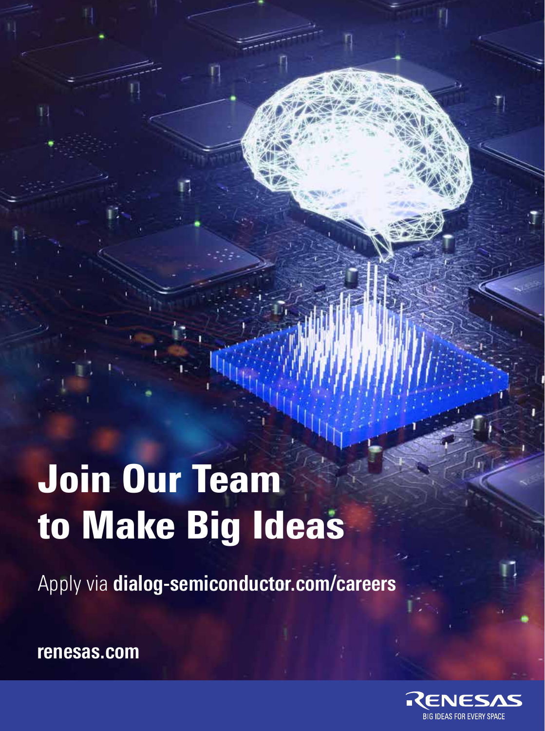# Join Our Team to Make Big Ideas

Apply via **dialog-semiconductor.com/careers**

**renesas.com**

RENESAS
BIG IDEAS FOR EVERY SPACE